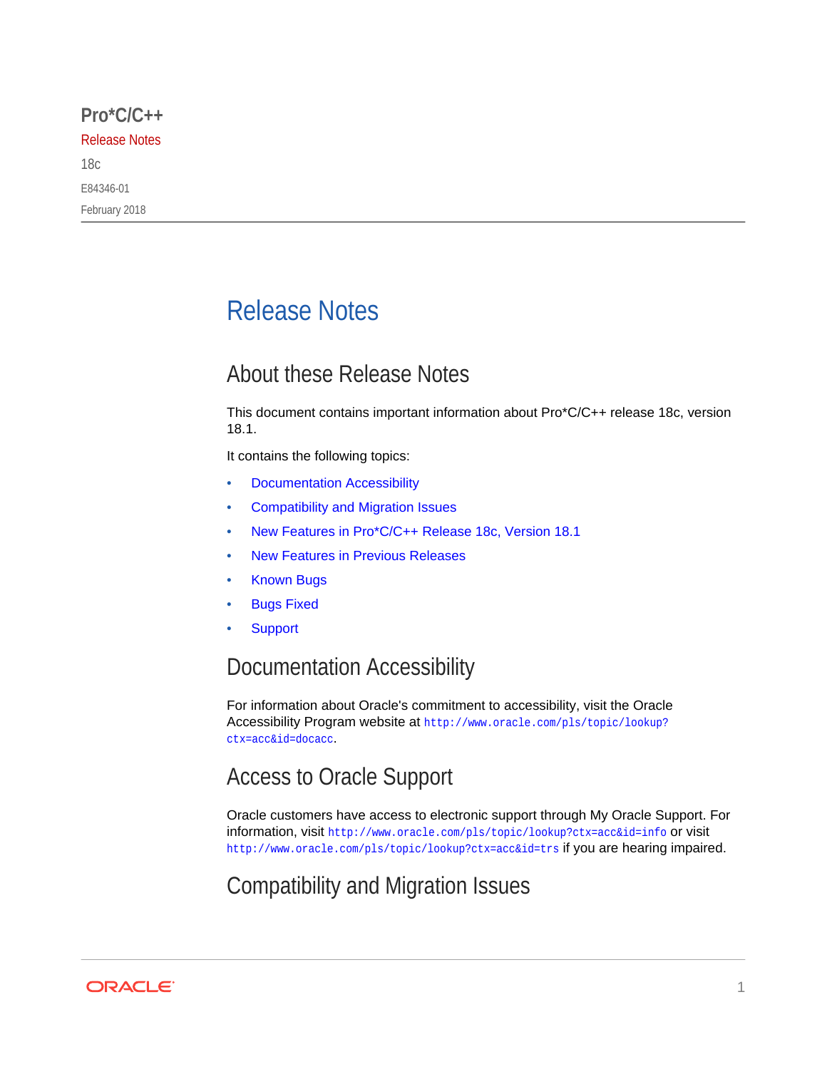# Pro*C/C++

Release Notes

18c

E84346-01

February 2018

# Release Notes

## About these Release Notes

This document contains important information about Pro*C/C++ release 18c, version 18.1.

It contains the following topics:

- Documentation Accessibility
- Compatibility and Migration Issues
- New Features in Pro*C/C++ Release 18c, Version 18.1
- New Features in Previous Releases
- Known Bugs
- Bugs Fixed
- Support

## Documentation Accessibility

For information about Oracle's commitment to accessibility, visit the Oracle Accessibility Program website at `http://www.oracle.com/pls/topic/lookup?ctx=acc&id=docacc`.

## Access to Oracle Support

Oracle customers have access to electronic support through My Oracle Support. For information, visit `http://www.oracle.com/pls/topic/lookup?ctx=acc&id=info` or visit `http://www.oracle.com/pls/topic/lookup?ctx=acc&id=trs` if you are hearing impaired.

## Compatibility and Migration Issues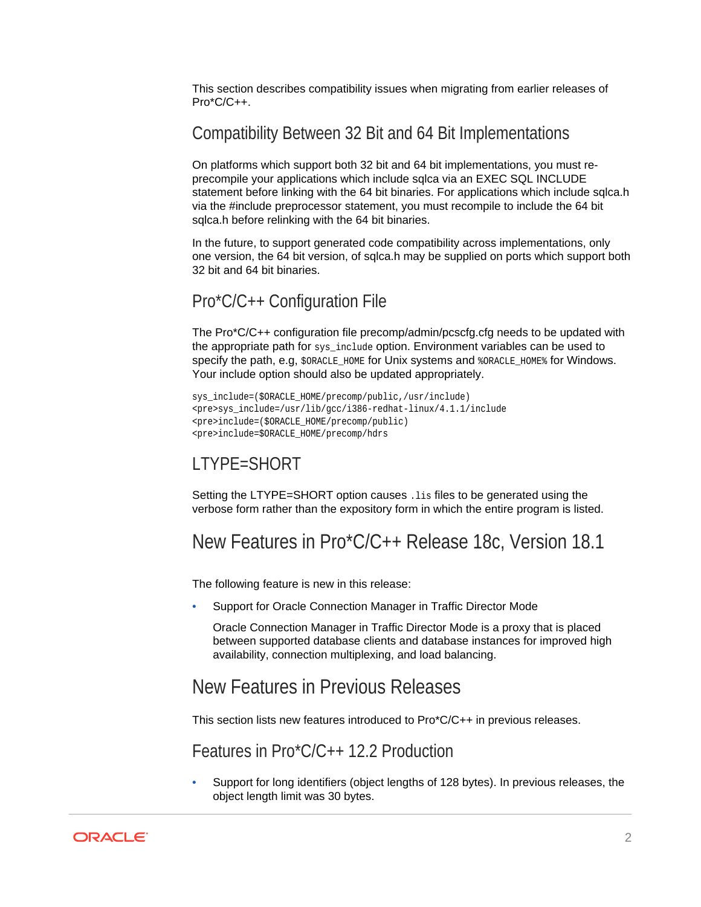This section describes compatibility issues when migrating from earlier releases of Pro*C/C++.

### Compatibility Between 32 Bit and 64 Bit Implementations

On platforms which support both 32 bit and 64 bit implementations, you must re-precompile your applications which include sqlca via an EXEC SQL INCLUDE statement before linking with the 64 bit binaries. For applications which include sqlca.h via the #include preprocessor statement, you must recompile to include the 64 bit sqlca.h before relinking with the 64 bit binaries.

In the future, to support generated code compatibility across implementations, only one version, the 64 bit version, of sqlca.h may be supplied on ports which support both 32 bit and 64 bit binaries.

### Pro*C/C++ Configuration File

The Pro*C/C++ configuration file precomp/admin/pcscfg.cfg needs to be updated with the appropriate path for `sys_include` option. Environment variables can be used to specify the path, e.g, `$ORACLE_HOME` for Unix systems and `%ORACLE_HOME%` for Windows. Your include option should also be updated appropriately.

```
sys_include=($ORACLE_HOME/precomp/public,/usr/include)
<pre>sys_include=/usr/lib/gcc/i386-redhat-linux/4.1.1/include
<pre>include=($ORACLE_HOME/precomp/public)
<pre>include=$ORACLE_HOME/precomp/hdrs
```

### LTYPE=SHORT

Setting the LTYPE=SHORT option causes `.lis` files to be generated using the verbose form rather than the expository form in which the entire program is listed.

## New Features in Pro*C/C++ Release 18c, Version 18.1

The following feature is new in this release:

- Support for Oracle Connection Manager in Traffic Director Mode

  Oracle Connection Manager in Traffic Director Mode is a proxy that is placed between supported database clients and database instances for improved high availability, connection multiplexing, and load balancing.

## New Features in Previous Releases

This section lists new features introduced to Pro*C/C++ in previous releases.

### Features in Pro*C/C++ 12.2 Production

- Support for long identifiers (object lengths of 128 bytes). In previous releases, the object length limit was 30 bytes.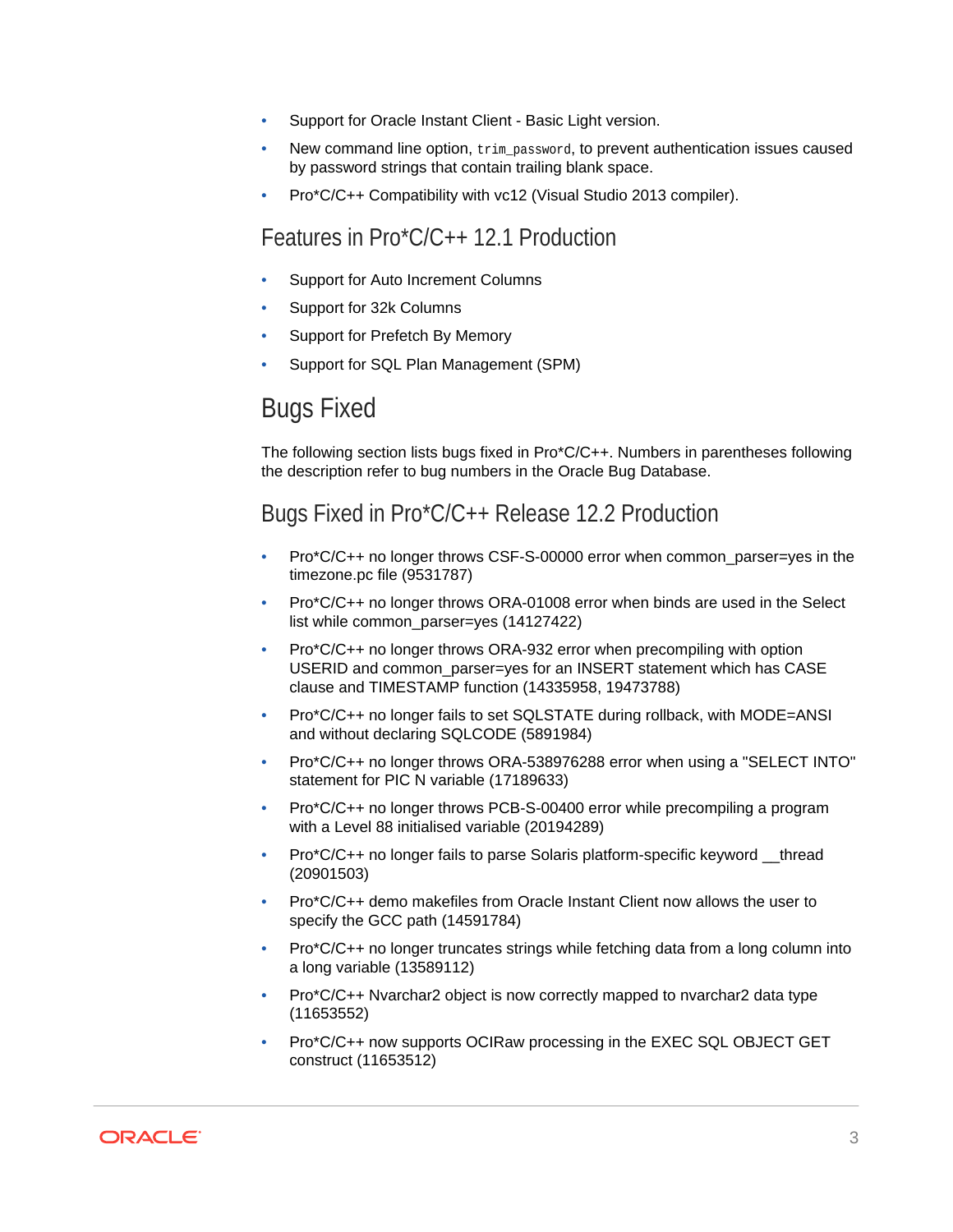- Support for Oracle Instant Client - Basic Light version.
- New command line option, `trim_password`, to prevent authentication issues caused by password strings that contain trailing blank space.
- Pro*C/C++ Compatibility with vc12 (Visual Studio 2013 compiler).

### Features in Pro*C/C++ 12.1 Production

- Support for Auto Increment Columns
- Support for 32k Columns
- Support for Prefetch By Memory
- Support for SQL Plan Management (SPM)

## Bugs Fixed

The following section lists bugs fixed in Pro*C/C++. Numbers in parentheses following the description refer to bug numbers in the Oracle Bug Database.

### Bugs Fixed in Pro*C/C++ Release 12.2 Production

- Pro*C/C++ no longer throws CSF-S-00000 error when common_parser=yes in the timezone.pc file (9531787)
- Pro*C/C++ no longer throws ORA-01008 error when binds are used in the Select list while common_parser=yes (14127422)
- Pro*C/C++ no longer throws ORA-932 error when precompiling with option USERID and common_parser=yes for an INSERT statement which has CASE clause and TIMESTAMP function (14335958, 19473788)
- Pro*C/C++ no longer fails to set SQLSTATE during rollback, with MODE=ANSI and without declaring SQLCODE (5891984)
- Pro*C/C++ no longer throws ORA-538976288 error when using a "SELECT INTO" statement for PIC N variable (17189633)
- Pro*C/C++ no longer throws PCB-S-00400 error while precompiling a program with a Level 88 initialised variable (20194289)
- Pro*C/C++ no longer fails to parse Solaris platform-specific keyword __thread (20901503)
- Pro*C/C++ demo makefiles from Oracle Instant Client now allows the user to specify the GCC path (14591784)
- Pro*C/C++ no longer truncates strings while fetching data from a long column into a long variable (13589112)
- Pro*C/C++ Nvarchar2 object is now correctly mapped to nvarchar2 data type (11653552)
- Pro*C/C++ now supports OCIRaw processing in the EXEC SQL OBJECT GET construct (11653512)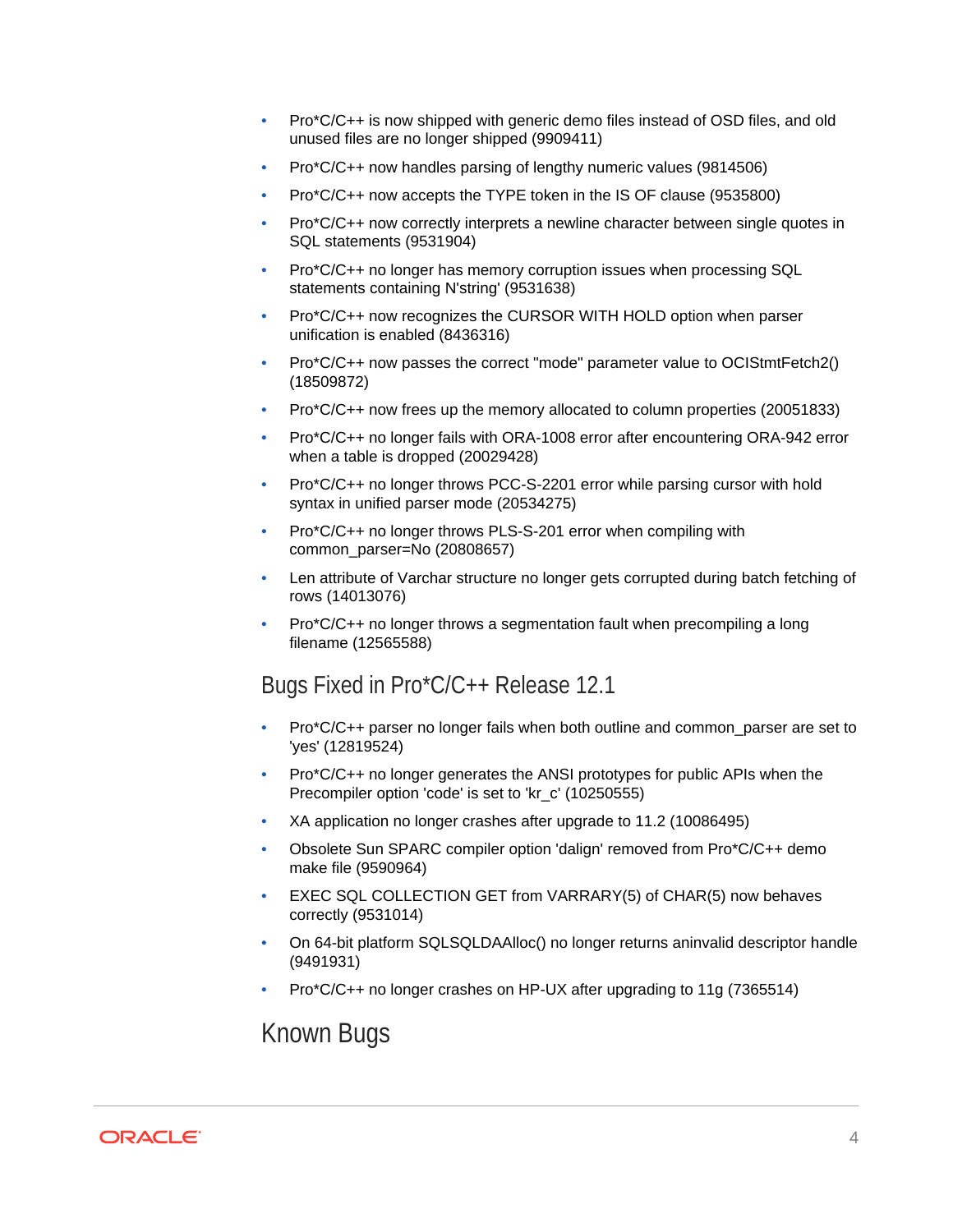- Pro*C/C++ is now shipped with generic demo files instead of OSD files, and old unused files are no longer shipped (9909411)
- Pro*C/C++ now handles parsing of lengthy numeric values (9814506)
- Pro*C/C++ now accepts the TYPE token in the IS OF clause (9535800)
- Pro*C/C++ now correctly interprets a newline character between single quotes in SQL statements (9531904)
- Pro*C/C++ no longer has memory corruption issues when processing SQL statements containing N'string' (9531638)
- Pro*C/C++ now recognizes the CURSOR WITH HOLD option when parser unification is enabled (8436316)
- Pro*C/C++ now passes the correct "mode" parameter value to OCIStmtFetch2() (18509872)
- Pro*C/C++ now frees up the memory allocated to column properties (20051833)
- Pro*C/C++ no longer fails with ORA-1008 error after encountering ORA-942 error when a table is dropped (20029428)
- Pro*C/C++ no longer throws PCC-S-2201 error while parsing cursor with hold syntax in unified parser mode (20534275)
- Pro*C/C++ no longer throws PLS-S-201 error when compiling with common_parser=No (20808657)
- Len attribute of Varchar structure no longer gets corrupted during batch fetching of rows (14013076)
- Pro*C/C++ no longer throws a segmentation fault when precompiling a long filename (12565588)

## Bugs Fixed in Pro*C/C++ Release 12.1

- Pro*C/C++ parser no longer fails when both outline and common_parser are set to 'yes' (12819524)
- Pro*C/C++ no longer generates the ANSI prototypes for public APIs when the Precompiler option 'code' is set to 'kr_c' (10250555)
- XA application no longer crashes after upgrade to 11.2 (10086495)
- Obsolete Sun SPARC compiler option 'dalign' removed from Pro*C/C++ demo make file (9590964)
- EXEC SQL COLLECTION GET from VARRAY(5) of CHAR(5) now behaves correctly (9531014)
- On 64-bit platform SQLSQLDAAlloc() no longer returns aninvalid descriptor handle (9491931)
- Pro*C/C++ no longer crashes on HP-UX after upgrading to 11g (7365514)

## Known Bugs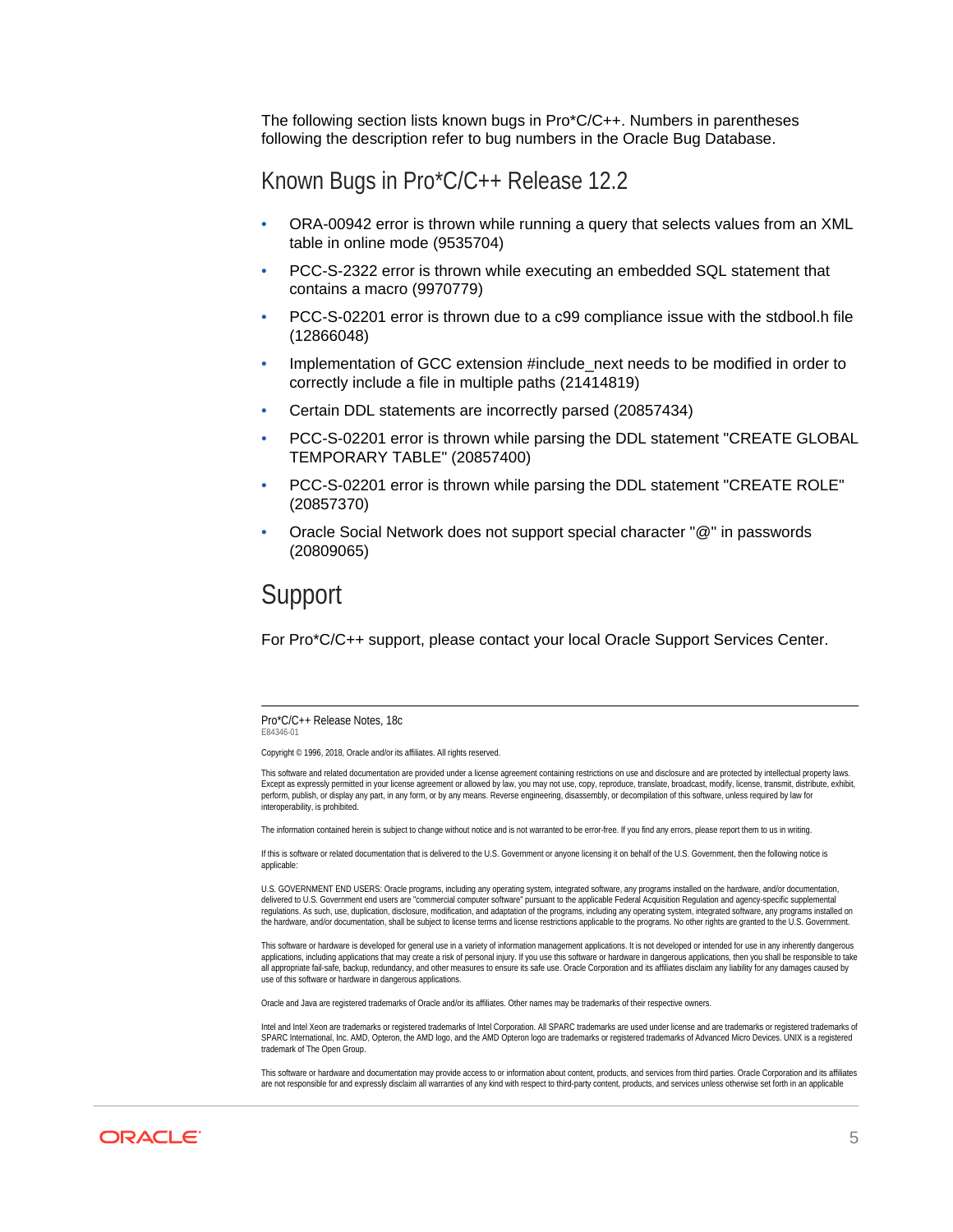The following section lists known bugs in Pro*C/C++. Numbers in parentheses following the description refer to bug numbers in the Oracle Bug Database.

## Known Bugs in Pro*C/C++ Release 12.2

- ORA-00942 error is thrown while running a query that selects values from an XML table in online mode (9535704)
- PCC-S-2322 error is thrown while executing an embedded SQL statement that contains a macro (9970779)
- PCC-S-02201 error is thrown due to a c99 compliance issue with the stdbool.h file (12866048)
- Implementation of GCC extension #include_next needs to be modified in order to correctly include a file in multiple paths (21414819)
- Certain DDL statements are incorrectly parsed (20857434)
- PCC-S-02201 error is thrown while parsing the DDL statement "CREATE GLOBAL TEMPORARY TABLE" (20857400)
- PCC-S-02201 error is thrown while parsing the DDL statement "CREATE ROLE" (20857370)
- Oracle Social Network does not support special character "@" in passwords (20809065)

## Support

For Pro*C/C++ support, please contact your local Oracle Support Services Center.

---

Pro*C/C++ Release Notes, 18c
E84346-01

Copyright © 1996, 2018, Oracle and/or its affiliates. All rights reserved.

This software and related documentation are provided under a license agreement containing restrictions on use and disclosure and are protected by intellectual property laws. Except as expressly permitted in your license agreement or allowed by law, you may not use, copy, reproduce, translate, broadcast, modify, license, transmit, distribute, exhibit, perform, publish, or display any part, in any form, or by any means. Reverse engineering, disassembly, or decompilation of this software, unless required by law for interoperability, is prohibited.

The information contained herein is subject to change without notice and is not warranted to be error-free. If you find any errors, please report them to us in writing.

If this is software or related documentation that is delivered to the U.S. Government or anyone licensing it on behalf of the U.S. Government, then the following notice is applicable:

U.S. GOVERNMENT END USERS: Oracle programs, including any operating system, integrated software, any programs installed on the hardware, and/or documentation, delivered to U.S. Government end users are "commercial computer software" pursuant to the applicable Federal Acquisition Regulation and agency-specific supplemental regulations. As such, use, duplication, disclosure, modification, and adaptation of the programs, including any operating system, integrated software, any programs installed on the hardware, and/or documentation, shall be subject to license terms and license restrictions applicable to the programs. No other rights are granted to the U.S. Government.

This software or hardware is developed for general use in a variety of information management applications. It is not developed or intended for use in any inherently dangerous applications, including applications that may create a risk of personal injury. If you use this software or hardware in dangerous applications, then you shall be responsible to take all appropriate fail-safe, backup, redundancy, and other measures to ensure its safe use. Oracle Corporation and its affiliates disclaim any liability for any damages caused by use of this software or hardware in dangerous applications.

Oracle and Java are registered trademarks of Oracle and/or its affiliates. Other names may be trademarks of their respective owners.

Intel and Intel Xeon are trademarks or registered trademarks of Intel Corporation. All SPARC trademarks are used under license and are trademarks or registered trademarks of SPARC International, Inc. AMD, Opteron, the AMD logo, and the AMD Opteron logo are trademarks or registered trademarks of Advanced Micro Devices. UNIX is a registered trademark of The Open Group.

This software or hardware and documentation may provide access to or information about content, products, and services from third parties. Oracle Corporation and its affiliates are not responsible for and expressly disclaim all warranties of any kind with respect to third-party content, products, and services unless otherwise set forth in an applicable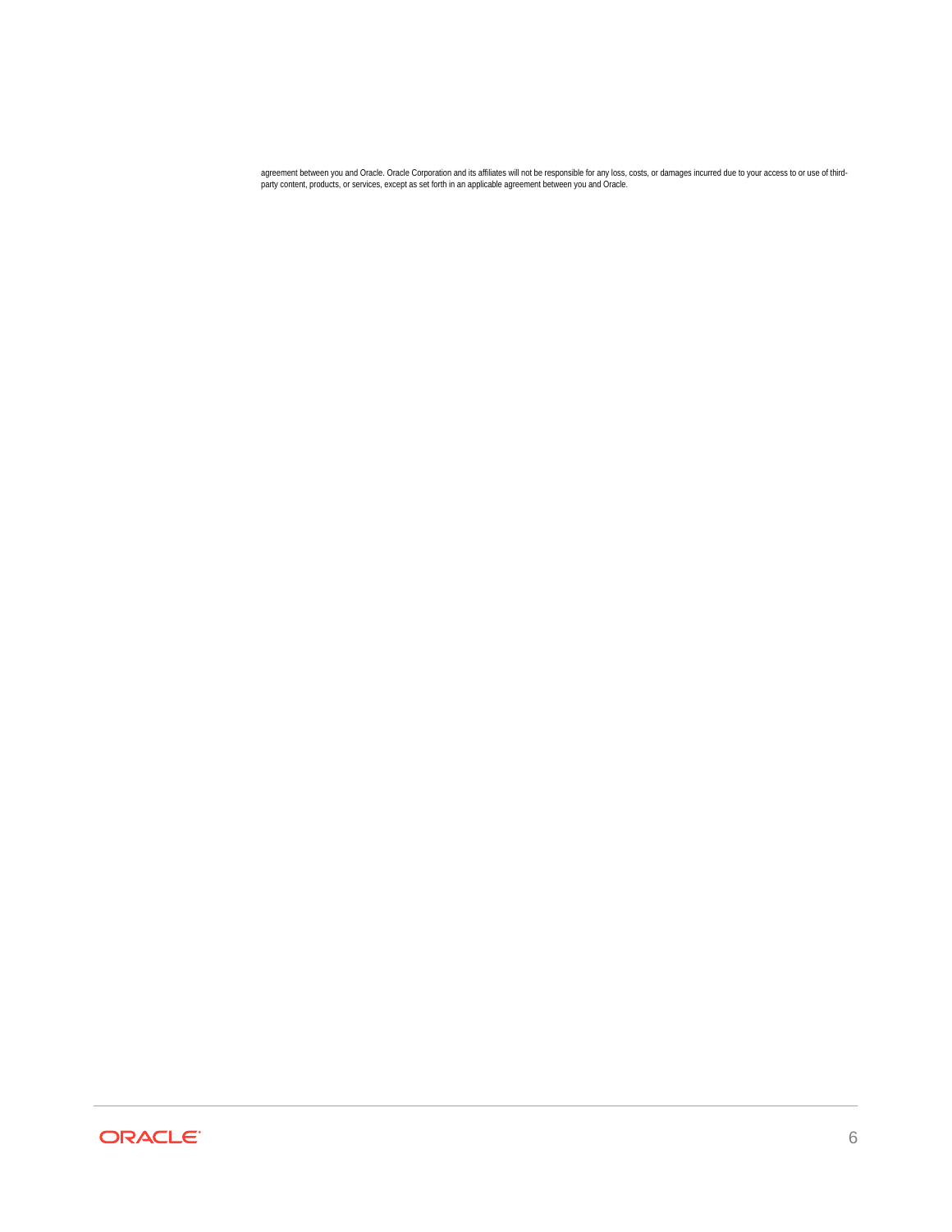agreement between you and Oracle. Oracle Corporation and its affiliates will not be responsible for any loss, costs, or damages incurred due to your access to or use of third-party content, products, or services, except as set forth in an applicable agreement between you and Oracle.